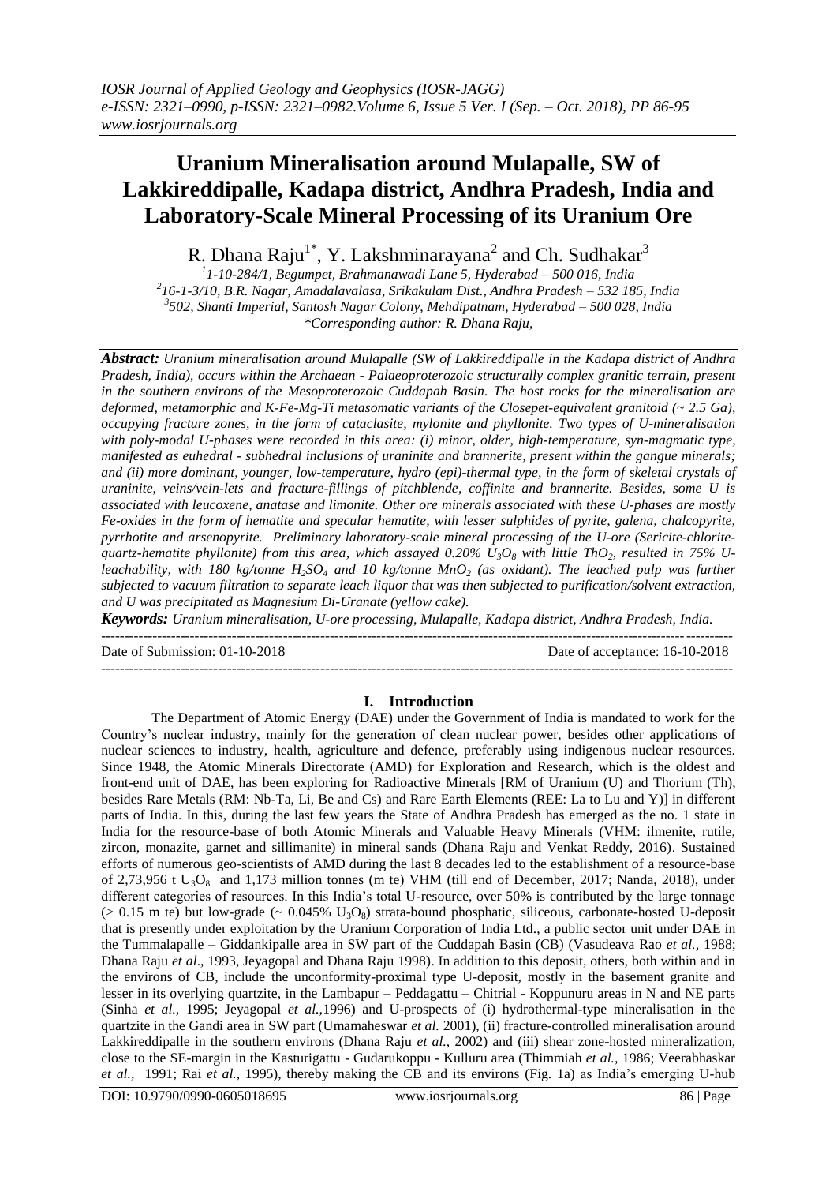# Uranium Mineralisation around Mulapalle, SW of Lakkireddipalle, Kadapa district, Andhra Pradesh, India and Laboratory-Scale Mineral Processing of its Uranium Ore

R. Dhana Raju[1*], Y. Lakshminarayana[2] and Ch. Sudhakar[3]

[1]1-10-284/1, Begumpet, Brahmanawadi Lane 5, Hyderabad – 500 016, India
[2]16-1-3/10, B.R. Nagar, Amadalavalasa, Srikakulam Dist., Andhra Pradesh – 532 185, India
[3]502, Shanti Imperial, Santosh Nagar Colony, Mehdipatnam, Hyderabad – 500 028, India
*Corresponding author: R. Dhana Raju,

***Abstract:*** *Uranium mineralisation around Mulapalle (SW of Lakkireddipalle in the Kadapa district of Andhra Pradesh, India), occurs within the Archaean - Palaeoproterozoic structurally complex granitic terrain, present in the southern environs of the Mesoproterozoic Cuddapah Basin. The host rocks for the mineralisation are deformed, metamorphic and K-Fe-Mg-Ti metasomatic variants of the Closepet-equivalent granitoid (~ 2.5 Ga), occupying fracture zones, in the form of cataclasite, mylonite and phyllonite. Two types of U-mineralisation with poly-modal U-phases were recorded in this area: (i) minor, older, high-temperature, syn-magmatic type, manifested as euhedral - subhedral inclusions of uraninite and brannerite, present within the gangue minerals; and (ii) more dominant, younger, low-temperature, hydro (epi)-thermal type, in the form of skeletal crystals of uraninite, veins/vein-lets and fracture-fillings of pitchblende, coffinite and brannerite. Besides, some U is associated with leucoxene, anatase and limonite. Other ore minerals associated with these U-phases are mostly Fe-oxides in the form of hematite and specular hematite, with lesser sulphides of pyrite, galena, chalcopyrite, pyrrhotite and arsenopyrite. Preliminary laboratory-scale mineral processing of the U-ore (Sericite-chlorite-quartz-hematite phyllonite) from this area, which assayed 0.20% $U_3O_8$ with little $ThO_2$, resulted in 75% U-leachability, with 180 kg/tonne $H_2SO_4$ and 10 kg/tonne $MnO_2$ (as oxidant). The leached pulp was further subjected to vacuum filtration to separate leach liquor that was then subjected to purification/solvent extraction, and U was precipitated as Magnesium Di-Uranate (yellow cake).*

***Keywords:*** *Uranium mineralisation, U-ore processing, Mulapalle, Kadapa district, Andhra Pradesh, India.*

---

Date of Submission: 01-10-2018 Date of acceptance: 16-10-2018

---

## I. Introduction

The Department of Atomic Energy (DAE) under the Government of India is mandated to work for the Country's nuclear industry, mainly for the generation of clean nuclear power, besides other applications of nuclear sciences to industry, health, agriculture and defence, preferably using indigenous nuclear resources. Since 1948, the Atomic Minerals Directorate (AMD) for Exploration and Research, which is the oldest and front-end unit of DAE, has been exploring for Radioactive Minerals [RM of Uranium (U) and Thorium (Th), besides Rare Metals (RM: Nb-Ta, Li, Be and Cs) and Rare Earth Elements (REE: La to Lu and Y)] in different parts of India. In this, during the last few years the State of Andhra Pradesh has emerged as the no. 1 state in India for the resource-base of both Atomic Minerals and Valuable Heavy Minerals (VHM: ilmenite, rutile, zircon, monazite, garnet and sillimanite) in mineral sands (Dhana Raju and Venkat Reddy, 2016). Sustained efforts of numerous geo-scientists of AMD during the last 8 decades led to the establishment of a resource-base of 2,73,956 t $U_3O_8$ and 1,173 million tonnes (m te) VHM (till end of December, 2017; Nanda, 2018), under different categories of resources. In this India's total U-resource, over 50% is contributed by the large tonnage (> 0.15 m te) but low-grade (~ 0.045% $U_3O_8$) strata-bound phosphatic, siliceous, carbonate-hosted U-deposit that is presently under exploitation by the Uranium Corporation of India Ltd., a public sector unit under DAE in the Tummalapalle – Giddankipalle area in SW part of the Cuddapah Basin (CB) (Vasudeava Rao *et al.,* 1988; Dhana Raju *et al*., 1993, Jeyagopal and Dhana Raju 1998). In addition to this deposit, others, both within and in the environs of CB, include the unconformity-proximal type U-deposit, mostly in the basement granite and lesser in its overlying quartzite, in the Lambapur – Peddagattu – Chitrial - Koppunuru areas in N and NE parts (Sinha *et al.,* 1995; Jeyagopal *et al.,*1996) and U-prospects of (i) hydrothermal-type mineralisation in the quartzite in the Gandi area in SW part (Umamaheswar *et al.* 2001), (ii) fracture-controlled mineralisation around Lakkireddipalle in the southern environs (Dhana Raju *et al.,* 2002) and (iii) shear zone-hosted mineralization, close to the SE-margin in the Kasturigattu - Gudarukoppu - Kulluru area (Thimmiah *et al.*, 1986; Veerabhaskar *et al.,* 1991; Rai *et al.,* 1995), thereby making the CB and its environs (Fig. 1a) as India's emerging U-hub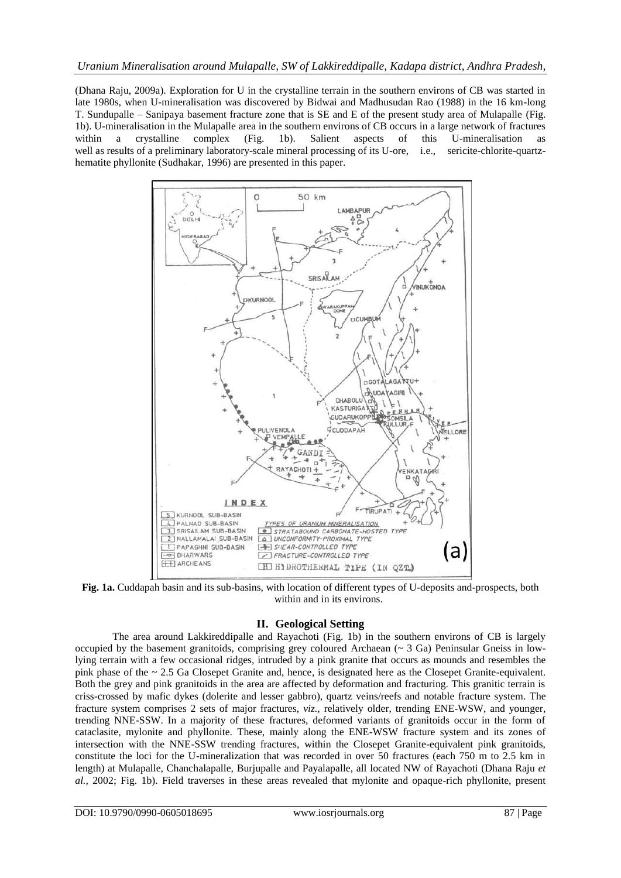(Dhana Raju, 2009a). Exploration for U in the crystalline terrain in the southern environs of CB was started in late 1980s, when U-mineralisation was discovered by Bidwai and Madhusudan Rao (1988) in the 16 km-long T. Sundupalle – Sanipaya basement fracture zone that is SE and E of the present study area of Mulapalle (Fig. 1b). U-mineralisation in the Mulapalle area in the southern environs of CB occurs in a large network of fractures within a crystalline complex (Fig. 1b). Salient aspects of this U-mineralisation as well as results of a preliminary laboratory-scale mineral processing of its U-ore, i.e., sericite-chlorite-quartz-hematite phyllonite (Sudhakar, 1996) are presented in this paper.

**Fig. 1a.** Cuddapah basin and its sub-basins, with location of different types of U-deposits and-prospects, both within and in its environs.

## II. Geological Setting

The area around Lakkireddipalle and Rayachoti (Fig. 1b) in the southern environs of CB is largely occupied by the basement granitoids, comprising grey coloured Archaean (~ 3 Ga) Peninsular Gneiss in low-lying terrain with a few occasional ridges, intruded by a pink granite that occurs as mounds and resembles the pink phase of the ~ 2.5 Ga Closepet Granite and, hence, is designated here as the Closepet Granite-equivalent. Both the grey and pink granitoids in the area are affected by deformation and fracturing. This granitic terrain is criss-crossed by mafic dykes (dolerite and lesser gabbro), quartz veins/reefs and notable fracture system. The fracture system comprises 2 sets of major fractures, *viz.*, relatively older, trending ENE-WSW, and younger, trending NNE-SSW. In a majority of these fractures, deformed variants of granitoids occur in the form of cataclasite, mylonite and phyllonite. These, mainly along the ENE-WSW fracture system and its zones of intersection with the NNE-SSW trending fractures, within the Closepet Granite-equivalent pink granitoids, constitute the loci for the U-mineralization that was recorded in over 50 fractures (each 750 m to 2.5 km in length) at Mulapalle, Chanchalapalle, Burjupalle and Payalapalle, all located NW of Rayachoti (Dhana Raju *et al.*, 2002; Fig. 1b). Field traverses in these areas revealed that mylonite and opaque-rich phyllonite, present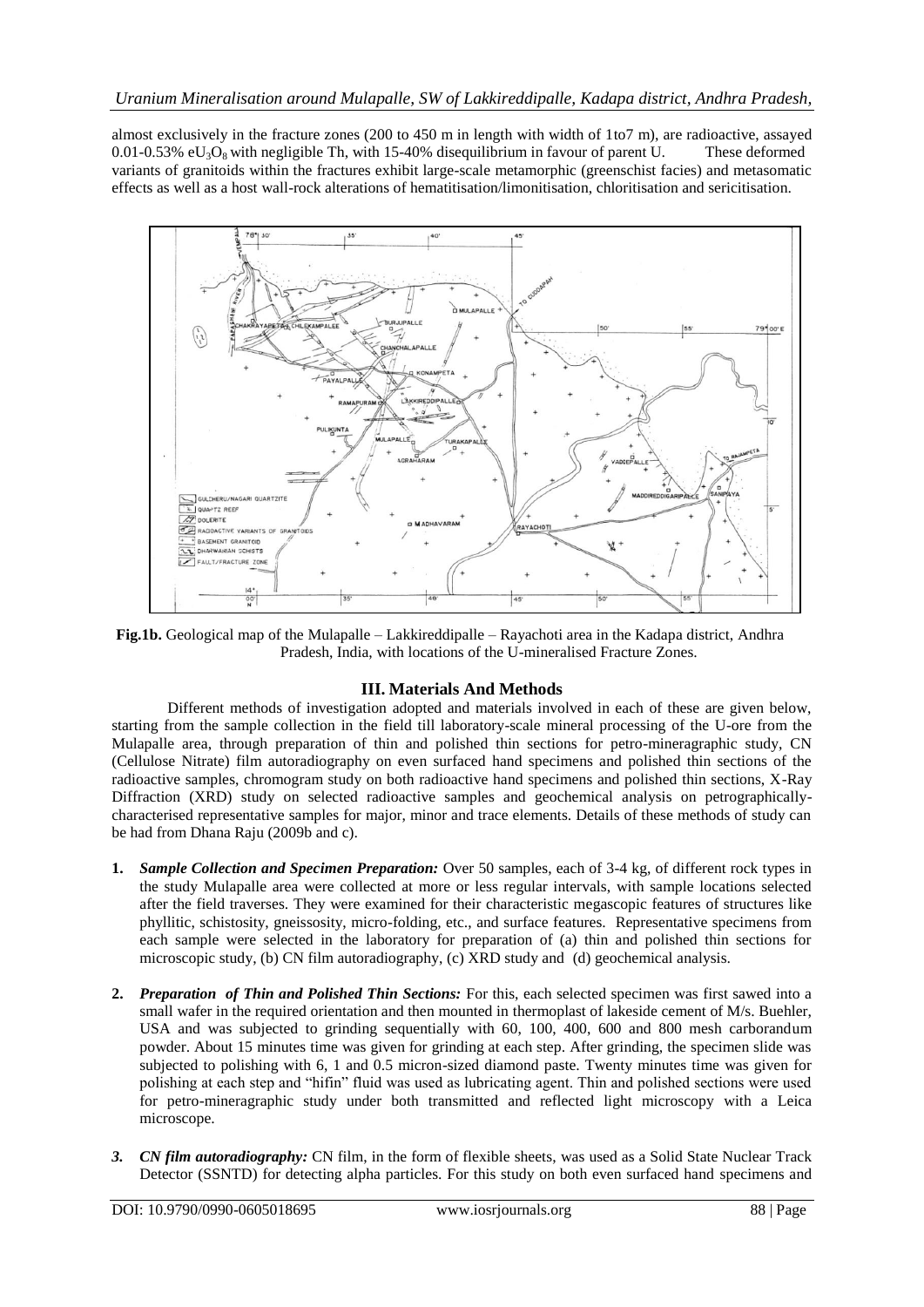almost exclusively in the fracture zones (200 to 450 m in length with width of 1to7 m), are radioactive, assayed 0.01-0.53% $eU_3O_8$ with negligible Th, with 15-40% disequilibrium in favour of parent U. These deformed variants of granitoids within the fractures exhibit large-scale metamorphic (greenschist facies) and metasomatic effects as well as a host wall-rock alterations of hematitisation/limonitisation, chloritisation and sericitisation.

**Fig.1b.** Geological map of the Mulapalle – Lakkireddipalle – Rayachoti area in the Kadapa district, Andhra Pradesh, India, with locations of the U-mineralised Fracture Zones.

## III. Materials And Methods

Different methods of investigation adopted and materials involved in each of these are given below, starting from the sample collection in the field till laboratory-scale mineral processing of the U-ore from the Mulapalle area, through preparation of thin and polished thin sections for petro-mineragraphic study, CN (Cellulose Nitrate) film autoradiography on even surfaced hand specimens and polished thin sections of the radioactive samples, chromogram study on both radioactive hand specimens and polished thin sections, X-Ray Diffraction (XRD) study on selected radioactive samples and geochemical analysis on petrographically-characterised representative samples for major, minor and trace elements. Details of these methods of study can be had from Dhana Raju (2009b and c).

1. ***Sample Collection and Specimen Preparation:*** Over 50 samples, each of 3-4 kg, of different rock types in the study Mulapalle area were collected at more or less regular intervals, with sample locations selected after the field traverses. They were examined for their characteristic megascopic features of structures like phyllitic, schistosity, gneissosity, micro-folding, etc., and surface features. Representative specimens from each sample were selected in the laboratory for preparation of (a) thin and polished thin sections for microscopic study, (b) CN film autoradiography, (c) XRD study and (d) geochemical analysis.

2. ***Preparation of Thin and Polished Thin Sections:*** For this, each selected specimen was first sawed into a small wafer in the required orientation and then mounted in thermoplast of lakeside cement of M/s. Buehler, USA and was subjected to grinding sequentially with 60, 100, 400, 600 and 800 mesh carborandum powder. About 15 minutes time was given for grinding at each step. After grinding, the specimen slide was subjected to polishing with 6, 1 and 0.5 micron-sized diamond paste. Twenty minutes time was given for polishing at each step and "hifin" fluid was used as lubricating agent. Thin and polished sections were used for petro-mineragraphic study under both transmitted and reflected light microscopy with a Leica microscope.

3. ***CN film autoradiography:*** CN film, in the form of flexible sheets, was used as a Solid State Nuclear Track Detector (SSNTD) for detecting alpha particles. For this study on both even surfaced hand specimens and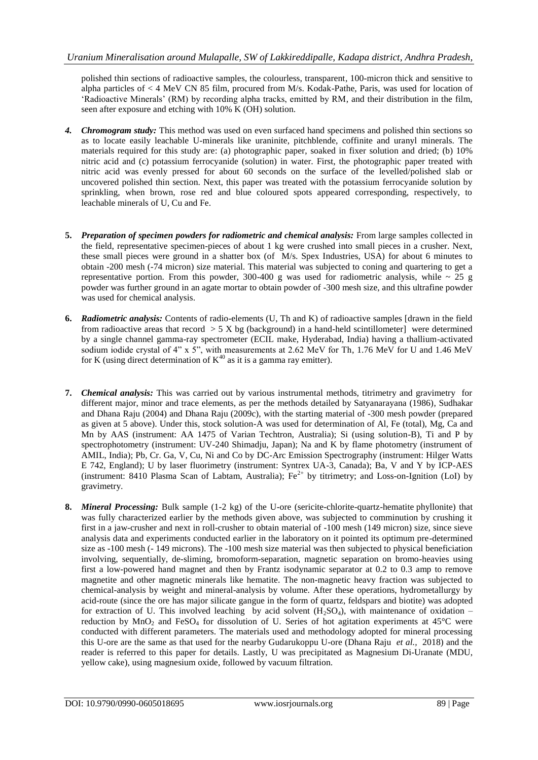polished thin sections of radioactive samples, the colourless, transparent, 100-micron thick and sensitive to alpha particles of < 4 MeV CN 85 film, procured from M/s. Kodak-Pathe, Paris, was used for location of 'Radioactive Minerals' (RM) by recording alpha tracks, emitted by RM, and their distribution in the film, seen after exposure and etching with 10% K (OH) solution.

4. ***Chromogram study:*** This method was used on even surfaced hand specimens and polished thin sections so as to locate easily leachable U-minerals like uraninite, pitchblende, coffinite and uranyl minerals. The materials required for this study are: (a) photographic paper, soaked in fixer solution and dried; (b) 10% nitric acid and (c) potassium ferrocyanide (solution) in water. First, the photographic paper treated with nitric acid was evenly pressed for about 60 seconds on the surface of the levelled/polished slab or uncovered polished thin section. Next, this paper was treated with the potassium ferrocyanide solution by sprinkling, when brown, rose red and blue coloured spots appeared corresponding, respectively, to leachable minerals of U, Cu and Fe.

5. ***Preparation of specimen powders for radiometric and chemical analysis:*** From large samples collected in the field, representative specimen-pieces of about 1 kg were crushed into small pieces in a crusher. Next, these small pieces were ground in a shatter box (of M/s. Spex Industries, USA) for about 6 minutes to obtain -200 mesh (-74 micron) size material. This material was subjected to coning and quartering to get a representative portion. From this powder, 300-400 g was used for radiometric analysis, while ~ 25 g powder was further ground in an agate mortar to obtain powder of -300 mesh size, and this ultrafine powder was used for chemical analysis.

6. ***Radiometric analysis:*** Contents of radio-elements (U, Th and K) of radioactive samples [drawn in the field from radioactive areas that record > 5 X bg (background) in a hand-held scintillometer] were determined by a single channel gamma-ray spectrometer (ECIL make, Hyderabad, India) having a thallium-activated sodium iodide crystal of 4" x 5", with measurements at 2.62 MeV for Th, 1.76 MeV for U and 1.46 MeV for K (using direct determination of $K^{40}$ as it is a gamma ray emitter).

7. ***Chemical analysis:*** This was carried out by various instrumental methods, titrimetry and gravimetry for different major, minor and trace elements, as per the methods detailed by Satyanarayana (1986), Sudhakar and Dhana Raju (2004) and Dhana Raju (2009c), with the starting material of -300 mesh powder (prepared as given at 5 above). Under this, stock solution-A was used for determination of Al, Fe (total), Mg, Ca and Mn by AAS (instrument: AA 1475 of Varian Techtron, Australia); Si (using solution-B), Ti and P by spectrophotometry (instrument: UV-240 Shimadju, Japan); Na and K by flame photometry (instrument of AMIL, India); Pb, Cr. Ga, V, Cu, Ni and Co by DC-Arc Emission Spectrography (instrument: Hilger Watts E 742, England); U by laser fluorimetry (instrument: Syntrex UA-3, Canada); Ba, V and Y by ICP-AES (instrument: 8410 Plasma Scan of Labtam, Australia); $Fe^{2+}$ by titrimetry; and Loss-on-Ignition (LoI) by gravimetry.

8. ***Mineral Processing:*** Bulk sample (1-2 kg) of the U-ore (sericite-chlorite-quartz-hematite phyllonite) that was fully characterized earlier by the methods given above, was subjected to comminution by crushing it first in a jaw-crusher and next in roll-crusher to obtain material of -100 mesh (149 micron) size, since sieve analysis data and experiments conducted earlier in the laboratory on it pointed its optimum pre-determined size as -100 mesh (- 149 microns). The -100 mesh size material was then subjected to physical beneficiation involving, sequentially, de-sliming, bromoform-separation, magnetic separation on bromo-heavies using first a low-powered hand magnet and then by Frantz isodynamic separator at 0.2 to 0.3 amp to remove magnetite and other magnetic minerals like hematite. The non-magnetic heavy fraction was subjected to chemical-analysis by weight and mineral-analysis by volume. After these operations, hydrometallurgy by acid-route (since the ore has major silicate gangue in the form of quartz, feldspars and biotite) was adopted for extraction of U. This involved leaching by acid solvent ($H_2SO_4$), with maintenance of oxidation – reduction by $MnO_2$ and $FeSO_4$ for dissolution of U. Series of hot agitation experiments at 45°C were conducted with different parameters. The materials used and methodology adopted for mineral processing this U-ore are the same as that used for the nearby Gudarukoppu U-ore (Dhana Raju *et al.,* 2018) and the reader is referred to this paper for details. Lastly, U was precipitated as Magnesium Di-Uranate (MDU, yellow cake), using magnesium oxide, followed by vacuum filtration.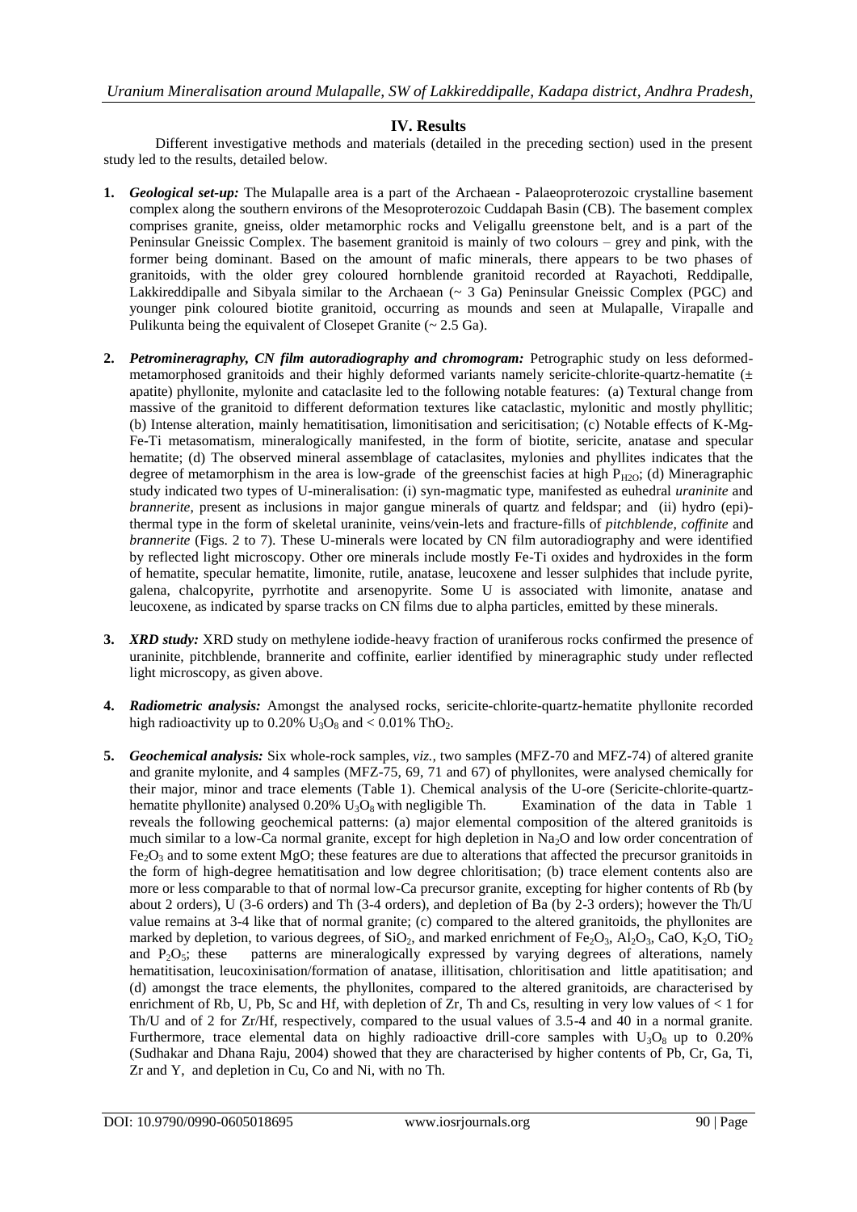## IV. Results

Different investigative methods and materials (detailed in the preceding section) used in the present study led to the results, detailed below.

1. ***Geological set-up:*** The Mulapalle area is a part of the Archaean - Palaeoproterozoic crystalline basement complex along the southern environs of the Mesoproterozoic Cuddapah Basin (CB). The basement complex comprises granite, gneiss, older metamorphic rocks and Veligallu greenstone belt, and is a part of the Peninsular Gneissic Complex. The basement granitoid is mainly of two colours – grey and pink, with the former being dominant. Based on the amount of mafic minerals, there appears to be two phases of granitoids, with the older grey coloured hornblende granitoid recorded at Rayachoti, Reddipalle, Lakkireddipalle and Sibyala similar to the Archaean (~ 3 Ga) Peninsular Gneissic Complex (PGC) and younger pink coloured biotite granitoid, occurring as mounds and seen at Mulapalle, Virapalle and Pulikunta being the equivalent of Closepet Granite (~ 2.5 Ga).

2. ***Petromineragraphy, CN film autoradiography and chromogram:*** Petrographic study on less deformed-metamorphosed granitoids and their highly deformed variants namely sericite-chlorite-quartz-hematite (± apatite) phyllonite, mylonite and cataclasite led to the following notable features: (a) Textural change from massive of the granitoid to different deformation textures like cataclastic, mylonitic and mostly phyllitic; (b) Intense alteration, mainly hematitisation, limonitisation and sericitisation; (c) Notable effects of K-Mg-Fe-Ti metasomatism, mineralogically manifested, in the form of biotite, sericite, anatase and specular hematite; (d) The observed mineral assemblage of cataclasites, mylonies and phyllites indicates that the degree of metamorphism in the area is low-grade of the greenschist facies at high $P_{H2O}$; (d) Mineragraphic study indicated two types of U-mineralisation: (i) syn-magmatic type, manifested as euhedral *uraninite* and *brannerite*, present as inclusions in major gangue minerals of quartz and feldspar; and (ii) hydro (epi)-thermal type in the form of skeletal uraninite, veins/vein-lets and fracture-fills of *pitchblende*, *coffinite* and *brannerite* (Figs. 2 to 7). These U-minerals were located by CN film autoradiography and were identified by reflected light microscopy. Other ore minerals include mostly Fe-Ti oxides and hydroxides in the form of hematite, specular hematite, limonite, rutile, anatase, leucoxene and lesser sulphides that include pyrite, galena, chalcopyrite, pyrrhotite and arsenopyrite. Some U is associated with limonite, anatase and leucoxene, as indicated by sparse tracks on CN films due to alpha particles, emitted by these minerals.

3. ***XRD study:*** XRD study on methylene iodide-heavy fraction of uraniferous rocks confirmed the presence of uraninite, pitchblende, brannerite and coffinite, earlier identified by mineragraphic study under reflected light microscopy, as given above.

4. ***Radiometric analysis:*** Amongst the analysed rocks, sericite-chlorite-quartz-hematite phyllonite recorded high radioactivity up to 0.20% $U_3O_8$ and < 0.01% $ThO_2$.

5. ***Geochemical analysis:*** Six whole-rock samples, *viz.*, two samples (MFZ-70 and MFZ-74) of altered granite and granite mylonite, and 4 samples (MFZ-75, 69, 71 and 67) of phyllonites, were analysed chemically for their major, minor and trace elements (Table 1). Chemical analysis of the U-ore (Sericite-chlorite-quartz-hematite phyllonite) analysed 0.20% $U_3O_8$ with negligible Th. Examination of the data in Table 1 reveals the following geochemical patterns: (a) major elemental composition of the altered granitoids is much similar to a low-Ca normal granite, except for high depletion in $Na_2O$ and low order concentration of $Fe_2O_3$ and to some extent MgO; these features are due to alterations that affected the precursor granitoids in the form of high-degree hematitisation and low degree chloritisation; (b) trace element contents also are more or less comparable to that of normal low-Ca precursor granite, excepting for higher contents of Rb (by about 2 orders), U (3-6 orders) and Th (3-4 orders), and depletion of Ba (by 2-3 orders); however the Th/U value remains at 3-4 like that of normal granite; (c) compared to the altered granitoids, the phyllonites are marked by depletion, to various degrees, of $SiO_2$, and marked enrichment of $Fe_2O_3$, $Al_2O_3$, CaO, $K_2O$, $TiO_2$ and $P_2O_5$; these patterns are mineralogically expressed by varying degrees of alterations, namely hematitisation, leucoxinisation/formation of anatase, illitisation, chloritisation and little apatitisation; and (d) amongst the trace elements, the phyllonites, compared to the altered granitoids, are characterised by enrichment of Rb, U, Pb, Sc and Hf, with depletion of Zr, Th and Cs, resulting in very low values of < 1 for Th/U and of 2 for Zr/Hf, respectively, compared to the usual values of 3.5-4 and 40 in a normal granite. Furthermore, trace elemental data on highly radioactive drill-core samples with $U_3O_8$ up to 0.20% (Sudhakar and Dhana Raju, 2004) showed that they are characterised by higher contents of Pb, Cr, Ga, Ti, Zr and Y, and depletion in Cu, Co and Ni, with no Th.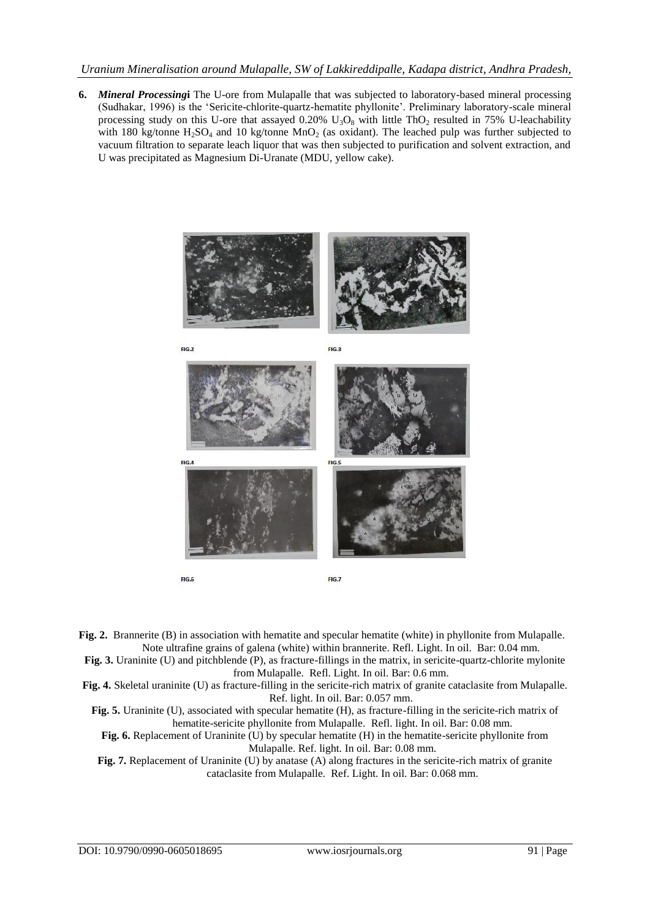**6. *Mineral Processing*** The U-ore from Mulapalle that was subjected to laboratory-based mineral processing (Sudhakar, 1996) is the 'Sericite-chlorite-quartz-hematite phyllonite'. Preliminary laboratory-scale mineral processing study on this U-ore that assayed 0.20% $U_3O_8$ with little $ThO_2$ resulted in 75% U-leachability with 180 kg/tonne $H_2SO_4$ and 10 kg/tonne $MnO_2$ (as oxidant). The leached pulp was further subjected to vacuum filtration to separate leach liquor that was then subjected to purification and solvent extraction, and U was precipitated as Magnesium Di-Uranate (MDU, yellow cake).

FIG.2

FIG.3

FIG.4

FIG.5

FIG.6

FIG.7

**Fig. 2.** Brannerite (B) in association with hematite and specular hematite (white) in phyllonite from Mulapalle. Note ultrafine grains of galena (white) within brannerite. Refl. Light. In oil. Bar: 0.04 mm.

**Fig. 3.** Uraninite (U) and pitchblende (P), as fracture-fillings in the matrix, in sericite-quartz-chlorite mylonite from Mulapalle. Refl. Light. In oil. Bar: 0.6 mm.

**Fig. 4.** Skeletal uraninite (U) as fracture-filling in the sericite-rich matrix of granite cataclasite from Mulapalle. Ref. light. In oil. Bar: 0.057 mm.

**Fig. 5.** Uraninite (U), associated with specular hematite (H), as fracture-filling in the sericite-rich matrix of hematite-sericite phyllonite from Mulapalle. Refl. light. In oil. Bar: 0.08 mm.

**Fig. 6.** Replacement of Uraninite (U) by specular hematite (H) in the hematite-sericite phyllonite from Mulapalle. Ref. light. In oil. Bar: 0.08 mm.

**Fig. 7.** Replacement of Uraninite (U) by anatase (A) along fractures in the sericite-rich matrix of granite cataclasite from Mulapalle. Ref. Light. In oil. Bar: 0.068 mm.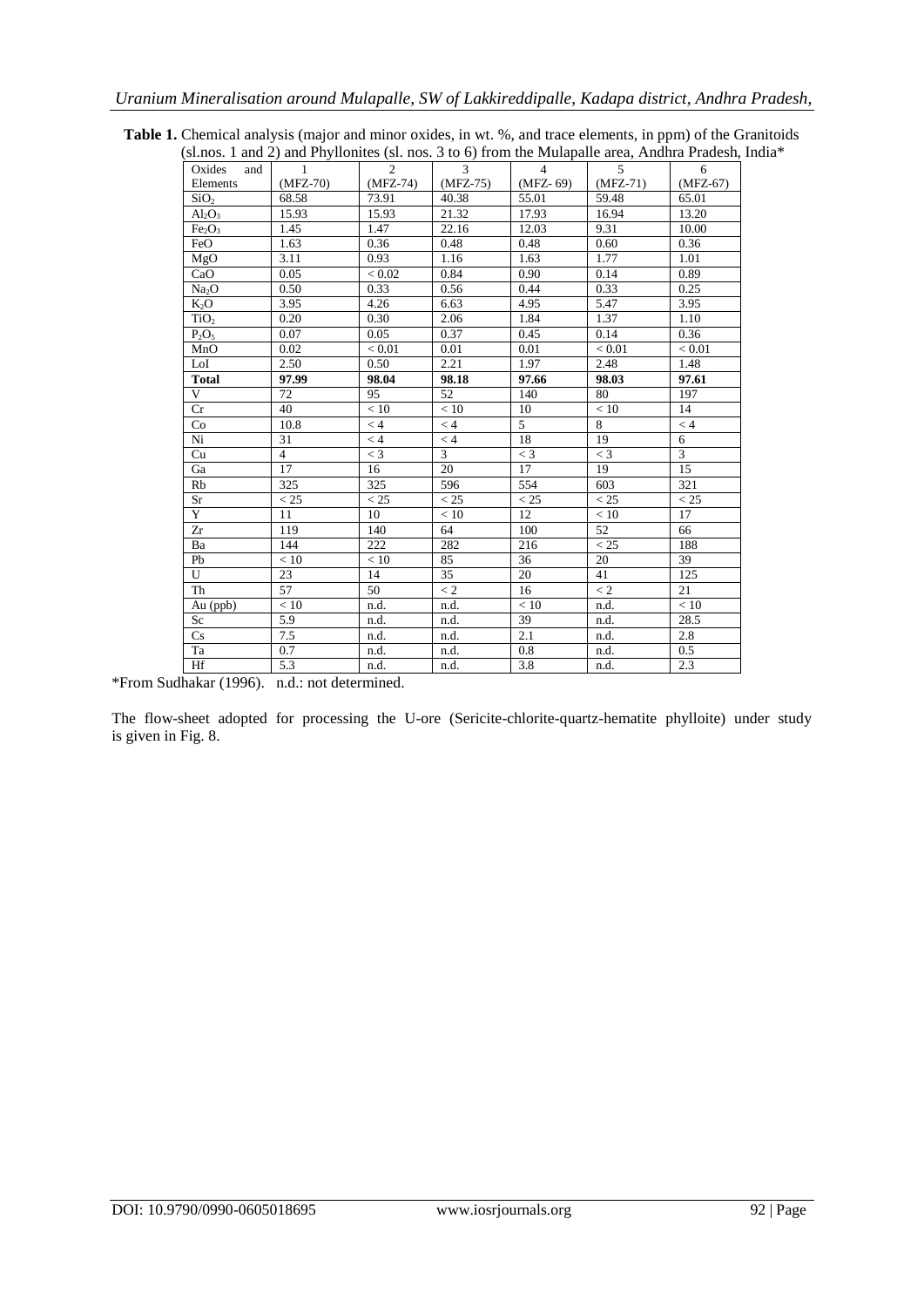**Table 1.** Chemical analysis (major and minor oxides, in wt. %, and trace elements, in ppm) of the Granitoids (sl.nos. 1 and 2) and Phyllonites (sl. nos. 3 to 6) from the Mulapalle area, Andhra Pradesh, India*

| Oxides and Elements | 1 (MFZ-70) | 2 (MFZ-74) | 3 (MFZ-75) | 4 (MFZ- 69) | 5 (MFZ-71) | 6 (MFZ-67) |
|---|---|---|---|---|---|---|
| $SiO_2$ | 68.58 | 73.91 | 40.38 | 55.01 | 59.48 | 65.01 |
| $Al_2O_3$ | 15.93 | 15.93 | 21.32 | 17.93 | 16.94 | 13.20 |
| $Fe_2O_3$ | 1.45 | 1.47 | 22.16 | 12.03 | 9.31 | 10.00 |
| FeO | 1.63 | 0.36 | 0.48 | 0.48 | 0.60 | 0.36 |
| MgO | 3.11 | 0.93 | 1.16 | 1.63 | 1.77 | 1.01 |
| CaO | 0.05 | < 0.02 | 0.84 | 0.90 | 0.14 | 0.89 |
| $Na_2O$ | 0.50 | 0.33 | 0.56 | 0.44 | 0.33 | 0.25 |
| $K_2O$ | 3.95 | 4.26 | 6.63 | 4.95 | 5.47 | 3.95 |
| $TiO_2$ | 0.20 | 0.30 | 2.06 | 1.84 | 1.37 | 1.10 |
| $P_2O_5$ | 0.07 | 0.05 | 0.37 | 0.45 | 0.14 | 0.36 |
| MnO | 0.02 | < 0.01 | 0.01 | 0.01 | < 0.01 | < 0.01 |
| LoI | 2.50 | 0.50 | 2.21 | 1.97 | 2.48 | 1.48 |
| **Total** | **97.99** | **98.04** | **98.18** | **97.66** | **98.03** | **97.61** |
| V | 72 | 95 | 52 | 140 | 80 | 197 |
| Cr | 40 | < 10 | < 10 | 10 | < 10 | 14 |
| Co | 10.8 | < 4 | < 4 | 5 | 8 | < 4 |
| Ni | 31 | < 4 | < 4 | 18 | 19 | 6 |
| Cu | 4 | < 3 | 3 | < 3 | < 3 | 3 |
| Ga | 17 | 16 | 20 | 17 | 19 | 15 |
| Rb | 325 | 325 | 596 | 554 | 603 | 321 |
| Sr | < 25 | < 25 | < 25 | < 25 | < 25 | < 25 |
| Y | 11 | 10 | < 10 | 12 | < 10 | 17 |
| Zr | 119 | 140 | 64 | 100 | 52 | 66 |
| Ba | 144 | 222 | 282 | 216 | < 25 | 188 |
| Pb | < 10 | < 10 | 85 | 36 | 20 | 39 |
| U | 23 | 14 | 35 | 20 | 41 | 125 |
| Th | 57 | 50 | < 2 | 16 | < 2 | 21 |
| Au (ppb) | < 10 | n.d. | n.d. | < 10 | n.d. | < 10 |
| Sc | 5.9 | n.d. | n.d. | 39 | n.d. | 28.5 |
| Cs | 7.5 | n.d. | n.d. | 2.1 | n.d. | 2.8 |
| Ta | 0.7 | n.d. | n.d. | 0.8 | n.d. | 0.5 |
| Hf | 5.3 | n.d. | n.d. | 3.8 | n.d. | 2.3 |

*From Sudhakar (1996). n.d.: not determined.

The flow-sheet adopted for processing the U-ore (Sericite-chlorite-quartz-hematite phylloite) under study is given in Fig. 8.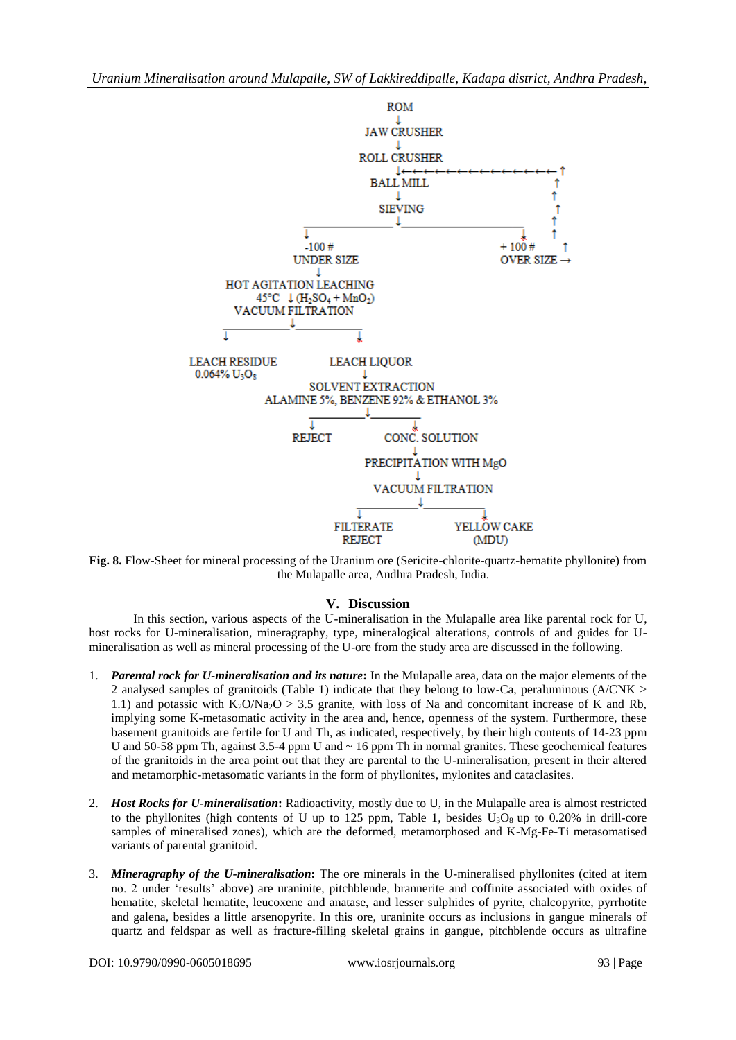```
ROM
↓
JAW CRUSHER
↓
ROLL CRUSHER
↓ ← ← ← ← ← ← ← ← ← ← ← ← ← ← ← ↑
BALL MILL                          ↑
↓                                  ↑
SIEVING                            ↑
↓                                  ↑
-100 #                   + 100 #   ↑
UNDER SIZE               OVER SIZE →
↓
HOT AGITATION LEACHING
45°C ↓ (H2SO4 + MnO2)
VACUUM FILTRATION
↓
LEACH RESIDUE            LEACH LIQUOR
0.064% U3O8              ↓
                         SOLVENT EXTRACTION
                         ALAMINE 5%, BENZENE 92% & ETHANOL 3%
                         ↓
                         REJECT        CONC. SOLUTION
                                       ↓
                                       PRECIPITATION WITH MgO
                                       ↓
                                       VACUUM FILTRATION
                                       ↓
                                       FILTERATE      YELLOW CAKE
                                       REJECT         (MDU)
```

**Fig. 8.** Flow-Sheet for mineral processing of the Uranium ore (Sericite-chlorite-quartz-hematite phyllonite) from the Mulapalle area, Andhra Pradesh, India.

## V. Discussion

In this section, various aspects of the U-mineralisation in the Mulapalle area like parental rock for U, host rocks for U-mineralisation, mineragraphy, type, mineralogical alterations, controls of and guides for U-mineralisation as well as mineral processing of the U-ore from the study area are discussed in the following.

1. ***Parental rock for U-mineralisation and its nature*:** In the Mulapalle area, data on the major elements of the 2 analysed samples of granitoids (Table 1) indicate that they belong to low-Ca, peraluminous (A/CNK > 1.1) and potassic with $K_2O/Na_2O$ > 3.5 granite, with loss of Na and concomitant increase of K and Rb, implying some K-metasomatic activity in the area and, hence, openness of the system. Furthermore, these basement granitoids are fertile for U and Th, as indicated, respectively, by their high contents of 14-23 ppm U and 50-58 ppm Th, against 3.5-4 ppm U and ~ 16 ppm Th in normal granites. These geochemical features of the granitoids in the area point out that they are parental to the U-mineralisation, present in their altered and metamorphic-metasomatic variants in the form of phyllonites, mylonites and cataclasites.

2. ***Host Rocks for U-mineralisation*:** Radioactivity, mostly due to U, in the Mulapalle area is almost restricted to the phyllonites (high contents of U up to 125 ppm, Table 1, besides $U_3O_8$ up to 0.20% in drill-core samples of mineralised zones), which are the deformed, metamorphosed and K-Mg-Fe-Ti metasomatised variants of parental granitoid.

3. ***Mineragraphy of the U-mineralisation*:** The ore minerals in the U-mineralised phyllonites (cited at item no. 2 under 'results' above) are uraninite, pitchblende, brannerite and coffinite associated with oxides of hematite, skeletal hematite, leucoxene and anatase, and lesser sulphides of pyrite, chalcopyrite, pyrrhotite and galena, besides a little arsenopyrite. In this ore, uraninite occurs as inclusions in gangue minerals of quartz and feldspar as well as fracture-filling skeletal grains in gangue, pitchblende occurs as ultrafine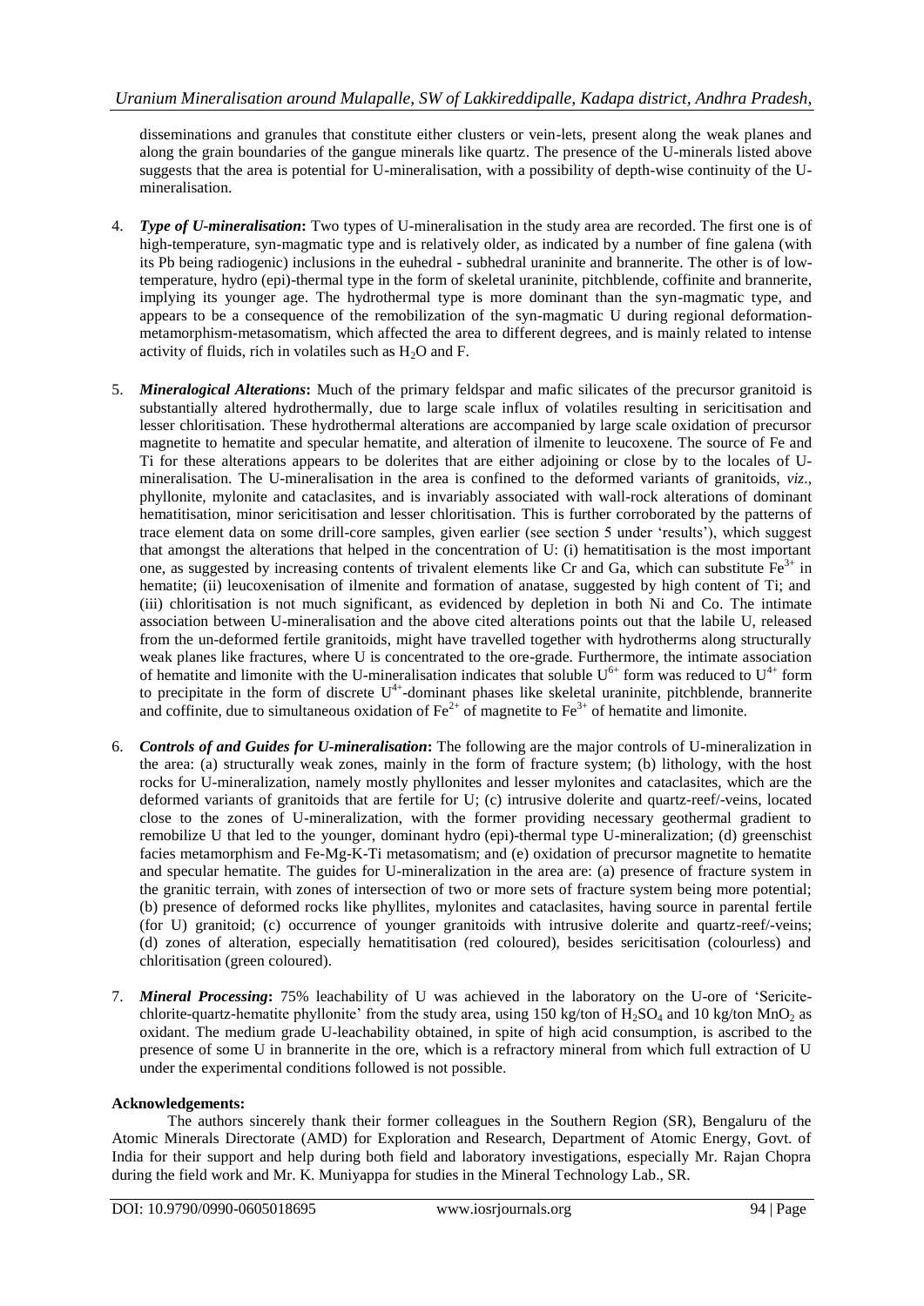disseminations and granules that constitute either clusters or vein-lets, present along the weak planes and along the grain boundaries of the gangue minerals like quartz. The presence of the U-minerals listed above suggests that the area is potential for U-mineralisation, with a possibility of depth-wise continuity of the U-mineralisation.

4. ***Type of U-mineralisation*:** Two types of U-mineralisation in the study area are recorded. The first one is of high-temperature, syn-magmatic type and is relatively older, as indicated by a number of fine galena (with its Pb being radiogenic) inclusions in the euhedral - subhedral uraninite and brannerite. The other is of low-temperature, hydro (epi)-thermal type in the form of skeletal uraninite, pitchblende, coffinite and brannerite, implying its younger age. The hydrothermal type is more dominant than the syn-magmatic type, and appears to be a consequence of the remobilization of the syn-magmatic U during regional deformation-metamorphism-metasomatism, which affected the area to different degrees, and is mainly related to intense activity of fluids, rich in volatiles such as $H_2O$ and F.

5. ***Mineralogical Alterations*:** Much of the primary feldspar and mafic silicates of the precursor granitoid is substantially altered hydrothermally, due to large scale influx of volatiles resulting in sericitisation and lesser chloritisation. These hydrothermal alterations are accompanied by large scale oxidation of precursor magnetite to hematite and specular hematite, and alteration of ilmenite to leucoxene. The source of Fe and Ti for these alterations appears to be dolerites that are either adjoining or close by to the locales of U-mineralisation. The U-mineralisation in the area is confined to the deformed variants of granitoids, *viz*., phyllonite, mylonite and cataclasites, and is invariably associated with wall-rock alterations of dominant hematitisation, minor sericitisation and lesser chloritisation. This is further corroborated by the patterns of trace element data on some drill-core samples, given earlier (see section 5 under 'results'), which suggest that amongst the alterations that helped in the concentration of U: (i) hematitisation is the most important one, as suggested by increasing contents of trivalent elements like Cr and Ga, which can substitute $Fe^{3+}$ in hematite; (ii) leucoxenisation of ilmenite and formation of anatase, suggested by high content of Ti; and (iii) chloritisation is not much significant, as evidenced by depletion in both Ni and Co. The intimate association between U-mineralisation and the above cited alterations points out that the labile U, released from the un-deformed fertile granitoids, might have travelled together with hydrotherms along structurally weak planes like fractures, where U is concentrated to the ore-grade. Furthermore, the intimate association of hematite and limonite with the U-mineralisation indicates that soluble $U^{6+}$ form was reduced to $U^{4+}$ form to precipitate in the form of discrete $U^{4+}$-dominant phases like skeletal uraninite, pitchblende, brannerite and coffinite, due to simultaneous oxidation of $Fe^{2+}$ of magnetite to $Fe^{3+}$ of hematite and limonite.

6. ***Controls of and Guides for U-mineralisation*:** The following are the major controls of U-mineralization in the area: (a) structurally weak zones, mainly in the form of fracture system; (b) lithology, with the host rocks for U-mineralization, namely mostly phyllonites and lesser mylonites and cataclasites, which are the deformed variants of granitoids that are fertile for U; (c) intrusive dolerite and quartz-reef/-veins, located close to the zones of U-mineralization, with the former providing necessary geothermal gradient to remobilize U that led to the younger, dominant hydro (epi)-thermal type U-mineralization; (d) greenschist facies metamorphism and Fe-Mg-K-Ti metasomatism; and (e) oxidation of precursor magnetite to hematite and specular hematite. The guides for U-mineralization in the area are: (a) presence of fracture system in the granitic terrain, with zones of intersection of two or more sets of fracture system being more potential; (b) presence of deformed rocks like phyllites, mylonites and cataclasites, having source in parental fertile (for U) granitoid; (c) occurrence of younger granitoids with intrusive dolerite and quartz-reef/-veins; (d) zones of alteration, especially hematitisation (red coloured), besides sericitisation (colourless) and chloritisation (green coloured).

7. ***Mineral Processing*:** 75% leachability of U was achieved in the laboratory on the U-ore of 'Sericite-chlorite-quartz-hematite phyllonite' from the study area, using 150 kg/ton of $H_2SO_4$ and 10 kg/ton $MnO_2$ as oxidant. The medium grade U-leachability obtained, in spite of high acid consumption, is ascribed to the presence of some U in brannerite in the ore, which is a refractory mineral from which full extraction of U under the experimental conditions followed is not possible.

**Acknowledgements:**

The authors sincerely thank their former colleagues in the Southern Region (SR), Bengaluru of the Atomic Minerals Directorate (AMD) for Exploration and Research, Department of Atomic Energy, Govt. of India for their support and help during both field and laboratory investigations, especially Mr. Rajan Chopra during the field work and Mr. K. Muniyappa for studies in the Mineral Technology Lab., SR.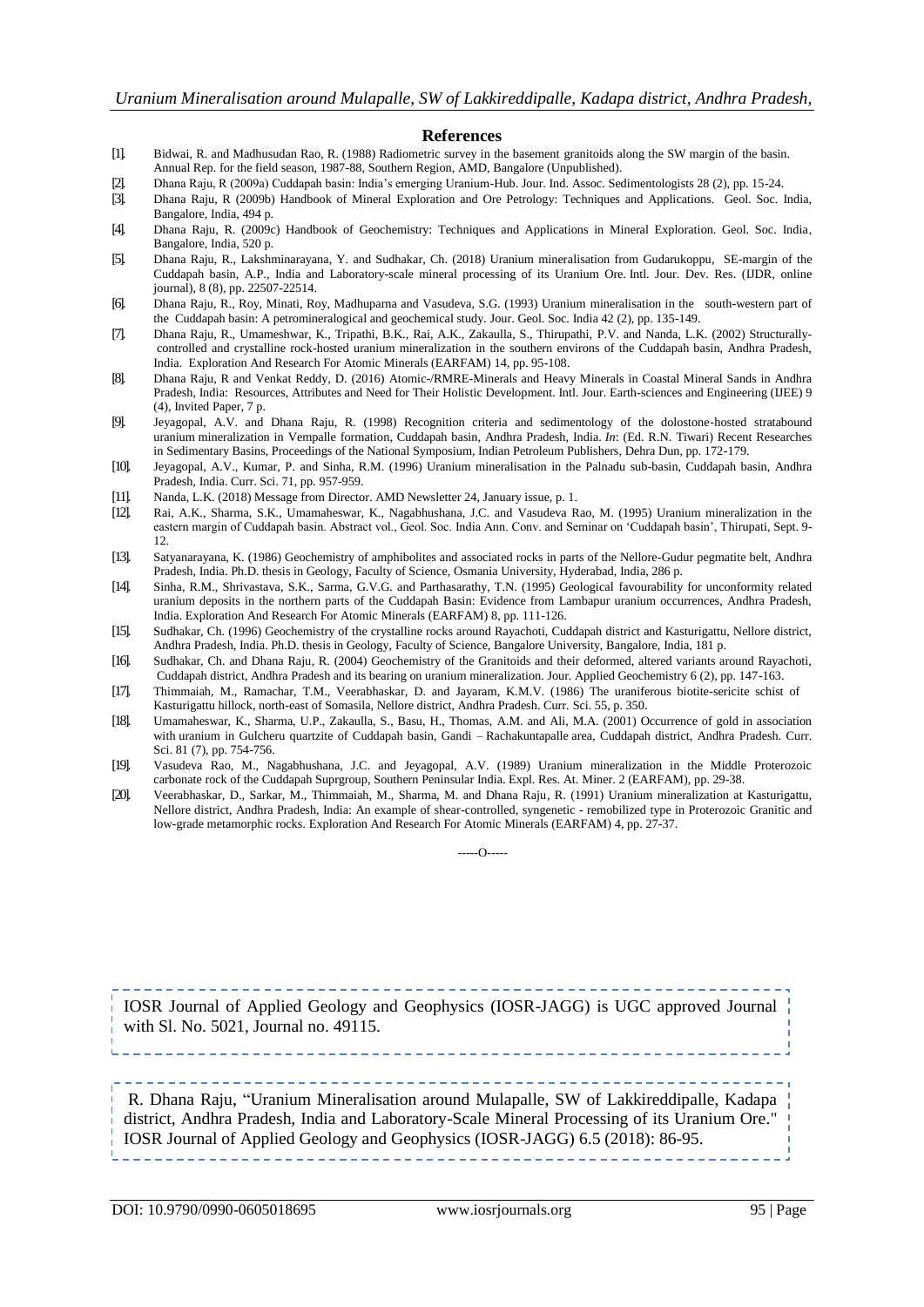## References

[1]. Bidwai, R. and Madhusudan Rao, R. (1988) Radiometric survey in the basement granitoids along the SW margin of the basin. Annual Rep. for the field season, 1987-88, Southern Region, AMD, Bangalore (Unpublished).

[2]. Dhana Raju, R (2009a) Cuddapah basin: India's emerging Uranium-Hub. Jour. Ind. Assoc. Sedimentologists 28 (2), pp. 15-24.

[3]. Dhana Raju, R (2009b) Handbook of Mineral Exploration and Ore Petrology: Techniques and Applications. Geol. Soc. India, Bangalore, India, 494 p.

[4]. Dhana Raju, R. (2009c) Handbook of Geochemistry: Techniques and Applications in Mineral Exploration. Geol. Soc. India, Bangalore, India, 520 p.

[5]. Dhana Raju, R., Lakshminarayana, Y. and Sudhakar, Ch. (2018) Uranium mineralisation from Gudarukoppu, SE-margin of the Cuddapah basin, A.P., India and Laboratory-scale mineral processing of its Uranium Ore. Intl. Jour. Dev. Res. (IJDR, online journal), 8 (8), pp. 22507-22514.

[6]. Dhana Raju, R., Roy, Minati, Roy, Madhuparna and Vasudeva, S.G. (1993) Uranium mineralisation in the south-western part of the Cuddapah basin: A petromineralogical and geochemical study. Jour. Geol. Soc. India 42 (2), pp. 135-149.

[7]. Dhana Raju, R., Umameshwar, K., Tripathi, B.K., Rai, A.K., Zakaulla, S., Thirupathi, P.V. and Nanda, L.K. (2002) Structurally-controlled and crystalline rock-hosted uranium mineralization in the southern environs of the Cuddapah basin, Andhra Pradesh, India. Exploration And Research For Atomic Minerals (EARFAM) 14, pp. 95-108.

[8]. Dhana Raju, R and Venkat Reddy, D. (2016) Atomic-/RMRE-Minerals and Heavy Minerals in Coastal Mineral Sands in Andhra Pradesh, India: Resources, Attributes and Need for Their Holistic Development. Intl. Jour. Earth-sciences and Engineering (IJEE) 9 (4), Invited Paper, 7 p.

[9]. Jeyagopal, A.V. and Dhana Raju, R. (1998) Recognition criteria and sedimentology of the dolostone-hosted stratabound uranium mineralization in Vempalle formation, Cuddapah basin, Andhra Pradesh, India. *In*: (Ed. R.N. Tiwari) Recent Researches in Sedimentary Basins, Proceedings of the National Symposium, Indian Petroleum Publishers, Dehra Dun, pp. 172-179.

[10]. Jeyagopal, A.V., Kumar, P. and Sinha, R.M. (1996) Uranium mineralisation in the Palnadu sub-basin, Cuddapah basin, Andhra Pradesh, India. Curr. Sci. 71, pp. 957-959.

[11]. Nanda, L.K. (2018) Message from Director. AMD Newsletter 24, January issue, p. 1.

[12]. Rai, A.K., Sharma, S.K., Umamaheswar, K., Nagabhushana, J.C. and Vasudeva Rao, M. (1995) Uranium mineralization in the eastern margin of Cuddapah basin. Abstract vol., Geol. Soc. India Ann. Conv. and Seminar on 'Cuddapah basin', Thirupati, Sept. 9-12.

[13]. Satyanarayana, K. (1986) Geochemistry of amphibolites and associated rocks in parts of the Nellore-Gudur pegmatite belt, Andhra Pradesh, India. Ph.D. thesis in Geology, Faculty of Science, Osmania University, Hyderabad, India, 286 p.

[14]. Sinha, R.M., Shrivastava, S.K., Sarma, G.V.G. and Parthasarathy, T.N. (1995) Geological favourability for unconformity related uranium deposits in the northern parts of the Cuddapah Basin: Evidence from Lambapur uranium occurrences, Andhra Pradesh, India. Exploration And Research For Atomic Minerals (EARFAM) 8, pp. 111-126.

[15]. Sudhakar, Ch. (1996) Geochemistry of the crystalline rocks around Rayachoti, Cuddapah district and Kasturigattu, Nellore district, Andhra Pradesh, India. Ph.D. thesis in Geology, Faculty of Science, Bangalore University, Bangalore, India, 181 p.

[16]. Sudhakar, Ch. and Dhana Raju, R. (2004) Geochemistry of the Granitoids and their deformed, altered variants around Rayachoti, Cuddapah district, Andhra Pradesh and its bearing on uranium mineralization. Jour. Applied Geochemistry 6 (2), pp. 147-163.

[17]. Thimmaiah, M., Ramachar, T.M., Veerabhaskar, D. and Jayaram, K.M.V. (1986) The uraniferous biotite-sericite schist of Kasturigattu hillock, north-east of Somasila, Nellore district, Andhra Pradesh. Curr. Sci. 55, p. 350.

[18]. Umamaheswar, K., Sharma, U.P., Zakaulla, S., Basu, H., Thomas, A.M. and Ali, M.A. (2001) Occurrence of gold in association with uranium in Gulcheru quartzite of Cuddapah basin, Gandi – Rachakuntapalle area, Cuddapah district, Andhra Pradesh. Curr. Sci. 81 (7), pp. 754-756.

[19]. Vasudeva Rao, M., Nagabhushana, J.C. and Jeyagopal, A.V. (1989) Uranium mineralization in the Middle Proterozoic carbonate rock of the Cuddapah Suprgroup, Southern Peninsular India. Expl. Res. At. Miner. 2 (EARFAM), pp. 29-38.

[20]. Veerabhaskar, D., Sarkar, M., Thimmaiah, M., Sharma, M. and Dhana Raju, R. (1991) Uranium mineralization at Kasturigattu, Nellore district, Andhra Pradesh, India: An example of shear-controlled, syngenetic - remobilized type in Proterozoic Granitic and low-grade metamorphic rocks. Exploration And Research For Atomic Minerals (EARFAM) 4, pp. 27-37.

-----O-----

IOSR Journal of Applied Geology and Geophysics (IOSR-JAGG) is UGC approved Journal with Sl. No. 5021, Journal no. 49115.

R. Dhana Raju, "Uranium Mineralisation around Mulapalle, SW of Lakkireddipalle, Kadapa district, Andhra Pradesh, India and Laboratory-Scale Mineral Processing of its Uranium Ore." IOSR Journal of Applied Geology and Geophysics (IOSR-JAGG) 6.5 (2018): 86-95.